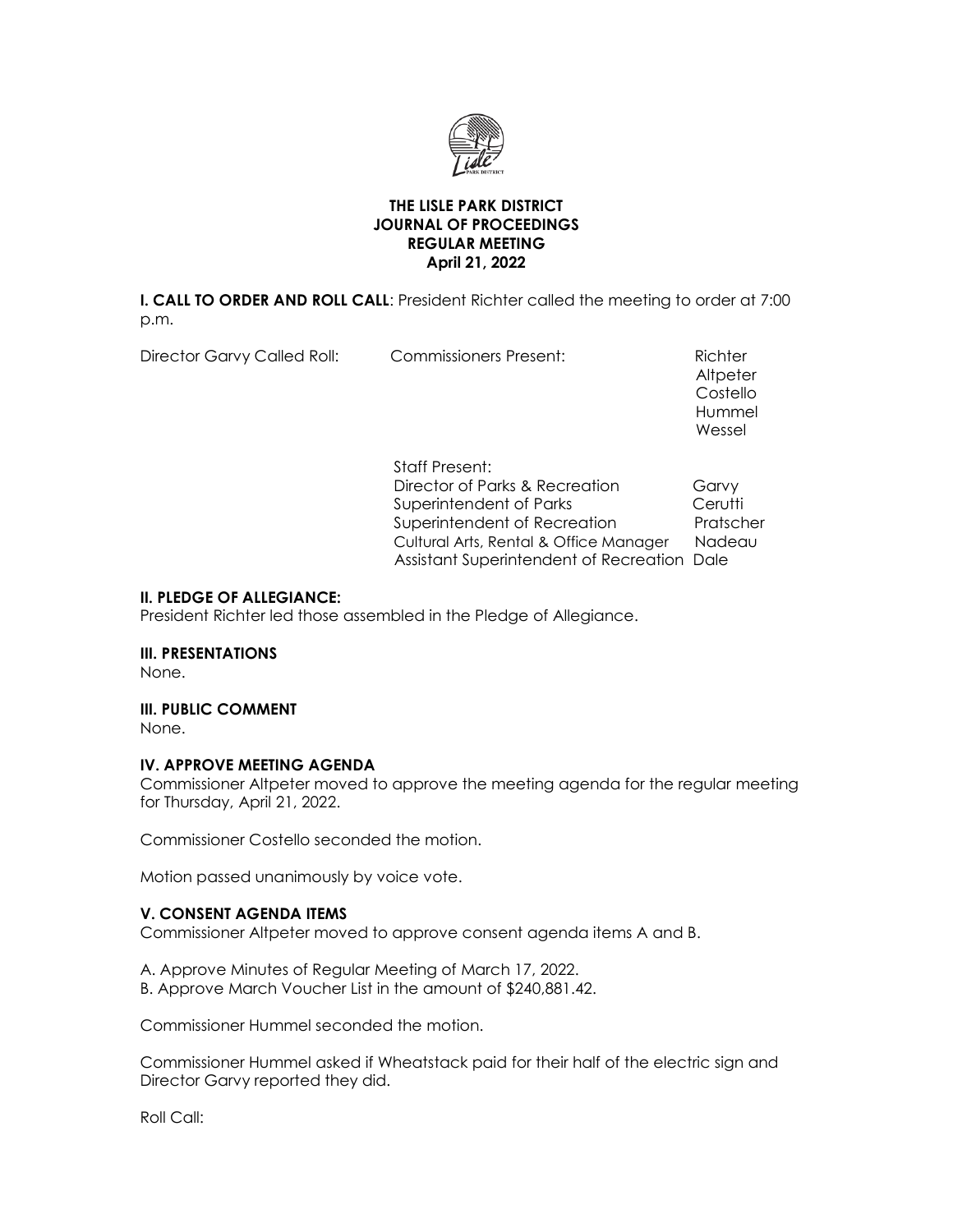**THE LISLE PARK DISTRICT**
**JOURNAL OF PROCEEDINGS**
**REGULAR MEETING**
**April 21, 2022**

**I. CALL TO ORDER AND ROLL CALL**: President Richter called the meeting to order at 7:00 p.m.

Director Garvy Called Roll: Commissioners Present:

- Richter
- Altpeter
- Costello
- Hummel
- Wessel

Staff Present:

| | |
|---|---|
| Director of Parks & Recreation | Garvy |
| Superintendent of Parks | Cerutti |
| Superintendent of Recreation | Pratscher |
| Cultural Arts, Rental & Office Manager | Nadeau |
| Assistant Superintendent of Recreation | Dale |

**II. PLEDGE OF ALLEGIANCE:**
President Richter led those assembled in the Pledge of Allegiance.

**III. PRESENTATIONS**
None.

**III. PUBLIC COMMENT**
None.

**IV. APPROVE MEETING AGENDA**
Commissioner Altpeter moved to approve the meeting agenda for the regular meeting for Thursday, April 21, 2022.

Commissioner Costello seconded the motion.

Motion passed unanimously by voice vote.

**V. CONSENT AGENDA ITEMS**
Commissioner Altpeter moved to approve consent agenda items A and B.

A. Approve Minutes of Regular Meeting of March 17, 2022.
B. Approve March Voucher List in the amount of $240,881.42.

Commissioner Hummel seconded the motion.

Commissioner Hummel asked if Wheatstack paid for their half of the electric sign and Director Garvy reported they did.

Roll Call: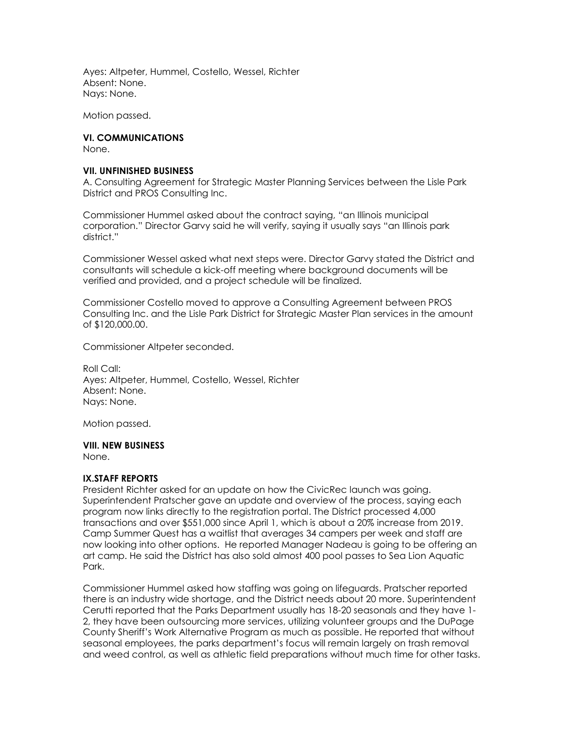Ayes: Altpeter, Hummel, Costello, Wessel, Richter
Absent: None.
Nays: None.

Motion passed.

**VI. COMMUNICATIONS**
None.

**VII. UNFINISHED BUSINESS**
A. Consulting Agreement for Strategic Master Planning Services between the Lisle Park District and PROS Consulting Inc.

Commissioner Hummel asked about the contract saying, "an Illinois municipal corporation." Director Garvy said he will verify, saying it usually says "an Illinois park district."

Commissioner Wessel asked what next steps were. Director Garvy stated the District and consultants will schedule a kick-off meeting where background documents will be verified and provided, and a project schedule will be finalized.

Commissioner Costello moved to approve a Consulting Agreement between PROS Consulting Inc. and the Lisle Park District for Strategic Master Plan services in the amount of $120,000.00.

Commissioner Altpeter seconded.

Roll Call:
Ayes: Altpeter, Hummel, Costello, Wessel, Richter
Absent: None.
Nays: None.

Motion passed.

**VIII. NEW BUSINESS**
None.

**IX.STAFF REPORTS**
President Richter asked for an update on how the CivicRec launch was going. Superintendent Pratscher gave an update and overview of the process, saying each program now links directly to the registration portal. The District processed 4,000 transactions and over $551,000 since April 1, which is about a 20% increase from 2019. Camp Summer Quest has a waitlist that averages 34 campers per week and staff are now looking into other options. He reported Manager Nadeau is going to be offering an art camp. He said the District has also sold almost 400 pool passes to Sea Lion Aquatic Park.

Commissioner Hummel asked how staffing was going on lifeguards. Pratscher reported there is an industry wide shortage, and the District needs about 20 more. Superintendent Cerutti reported that the Parks Department usually has 18-20 seasonals and they have 1-2, they have been outsourcing more services, utilizing volunteer groups and the DuPage County Sheriff's Work Alternative Program as much as possible. He reported that without seasonal employees, the parks department's focus will remain largely on trash removal and weed control, as well as athletic field preparations without much time for other tasks.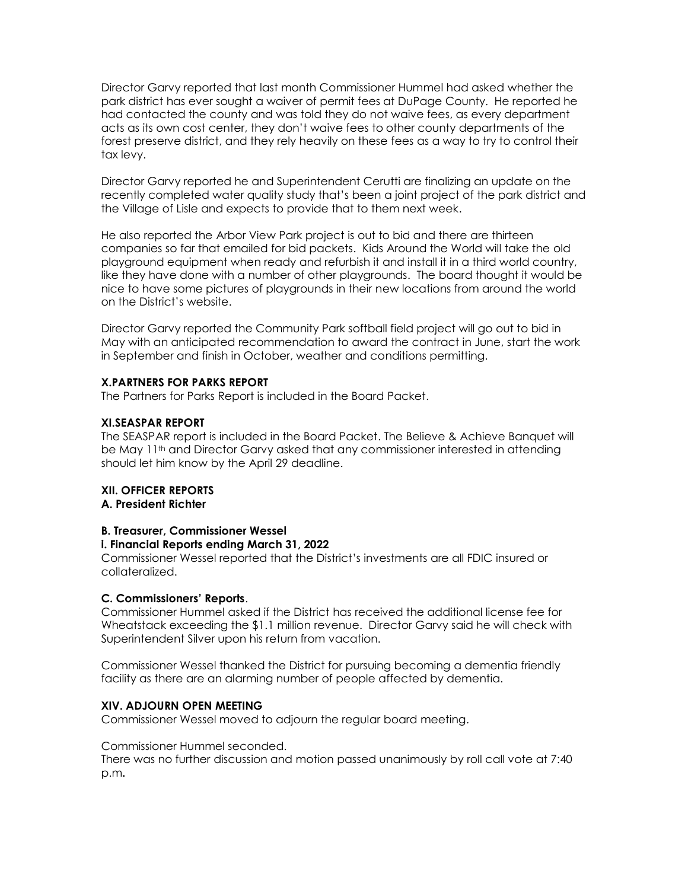Director Garvy reported that last month Commissioner Hummel had asked whether the park district has ever sought a waiver of permit fees at DuPage County. He reported he had contacted the county and was told they do not waive fees, as every department acts as its own cost center, they don't waive fees to other county departments of the forest preserve district, and they rely heavily on these fees as a way to try to control their tax levy.

Director Garvy reported he and Superintendent Cerutti are finalizing an update on the recently completed water quality study that's been a joint project of the park district and the Village of Lisle and expects to provide that to them next week.

He also reported the Arbor View Park project is out to bid and there are thirteen companies so far that emailed for bid packets. Kids Around the World will take the old playground equipment when ready and refurbish it and install it in a third world country, like they have done with a number of other playgrounds. The board thought it would be nice to have some pictures of playgrounds in their new locations from around the world on the District's website.

Director Garvy reported the Community Park softball field project will go out to bid in May with an anticipated recommendation to award the contract in June, start the work in September and finish in October, weather and conditions permitting.

**X.PARTNERS FOR PARKS REPORT**

The Partners for Parks Report is included in the Board Packet.

**XI.SEASPAR REPORT**

The SEASPAR report is included in the Board Packet. The Believe & Achieve Banquet will be May 11th and Director Garvy asked that any commissioner interested in attending should let him know by the April 29 deadline.

**XII. OFFICER REPORTS**

**A. President Richter**

**B. Treasurer, Commissioner Wessel**

**i. Financial Reports ending March 31, 2022**

Commissioner Wessel reported that the District's investments are all FDIC insured or collateralized.

**C. Commissioners' Reports**.

Commissioner Hummel asked if the District has received the additional license fee for Wheatstack exceeding the $1.1 million revenue. Director Garvy said he will check with Superintendent Silver upon his return from vacation.

Commissioner Wessel thanked the District for pursuing becoming a dementia friendly facility as there are an alarming number of people affected by dementia.

**XIV. ADJOURN OPEN MEETING**

Commissioner Wessel moved to adjourn the regular board meeting.

Commissioner Hummel seconded.

There was no further discussion and motion passed unanimously by roll call vote at 7:40 p.m**.**